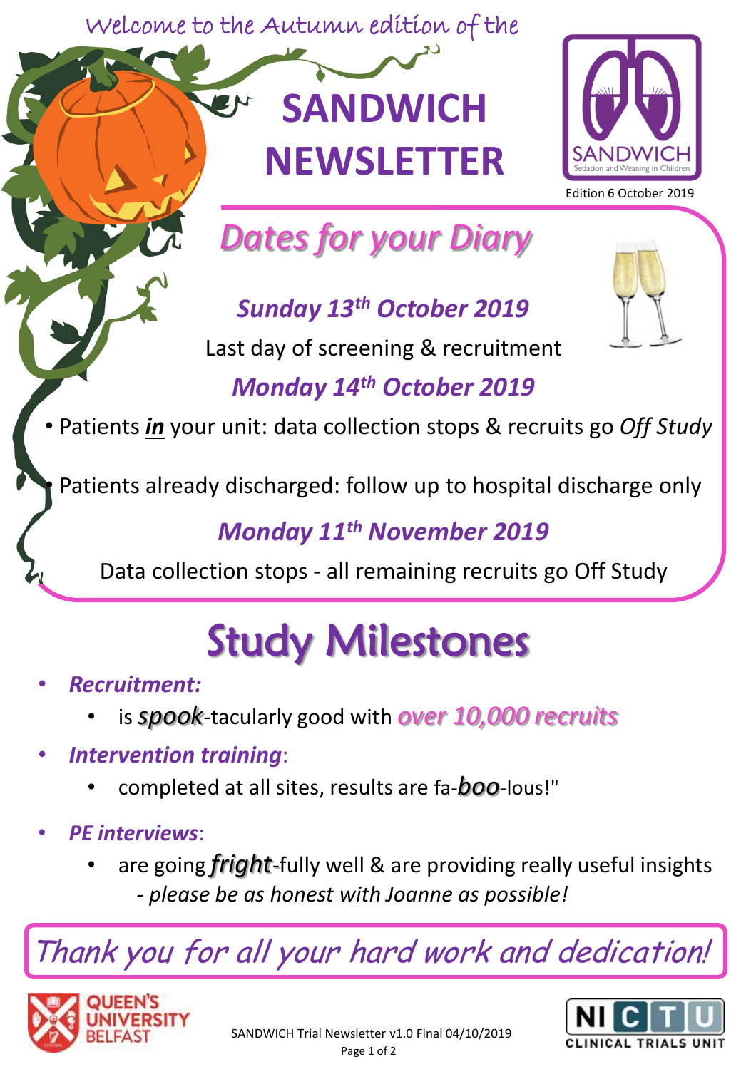Welcome to the Autumn edition of the

# SANDWICH NEWSLETTER

SANDWICH
Sedation and Weaning in Children

Edition 6 October 2019

## *Dates for your Diary*

***Sunday 13th October 2019***

Last day of screening & recruitment

***Monday 14th October 2019***

- Patients ***in*** your unit: data collection stops & recruits go *Off Study*
- Patients already discharged: follow up to hospital discharge only

***Monday 11th November 2019***

Data collection stops - all remaining recruits go Off Study

## Study Milestones

- ***Recruitment:***
  - is ***spook***-tacularly good with *over 10,000 recruits*
- ***Intervention training***:
  - completed at all sites, results are fa-***boo***-lous!"
- ***PE interviews***:
  - are going ***fright***-fully well & are providing really useful insights - *please be as honest with Joanne as possible!*

*Thank you for all your hard work and dedication!*

QUEEN'S UNIVERSITY BELFAST

SANDWICH Trial Newsletter v1.0 Final 04/10/2019

NI CTU CLINICAL TRIALS UNIT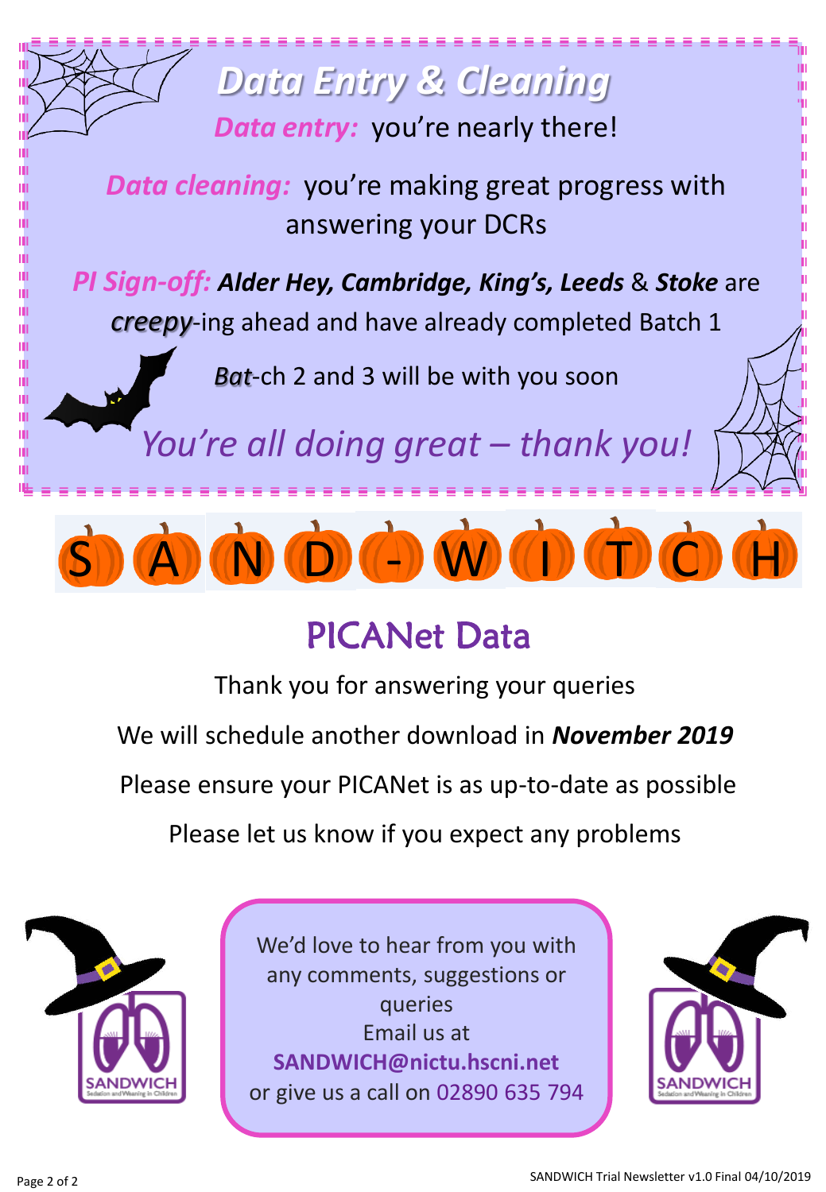# *Data Entry & Cleaning*

***Data entry:*** you're nearly there!

***Data cleaning:*** you're making great progress with answering your DCRs

***PI Sign-off:*** ***Alder Hey, Cambridge, King's, Leeds*** & ***Stoke*** are ***creepy***-ing ahead and have already completed Batch 1

***Bat***-ch 2 and 3 will be with you soon

*You're all doing great – thank you!*

S A N D - W I T C H

## PICANet Data

Thank you for answering your queries

We will schedule another download in ***November 2019***

Please ensure your PICANet is as up-to-date as possible

Please let us know if you expect any problems

We'd love to hear from you with any comments, suggestions or queries
Email us at
**SANDWICH@nictu.hscni.net**
or give us a call on 02890 635 794

SANDWICH Trial Newsletter v1.0 Final 04/10/2019